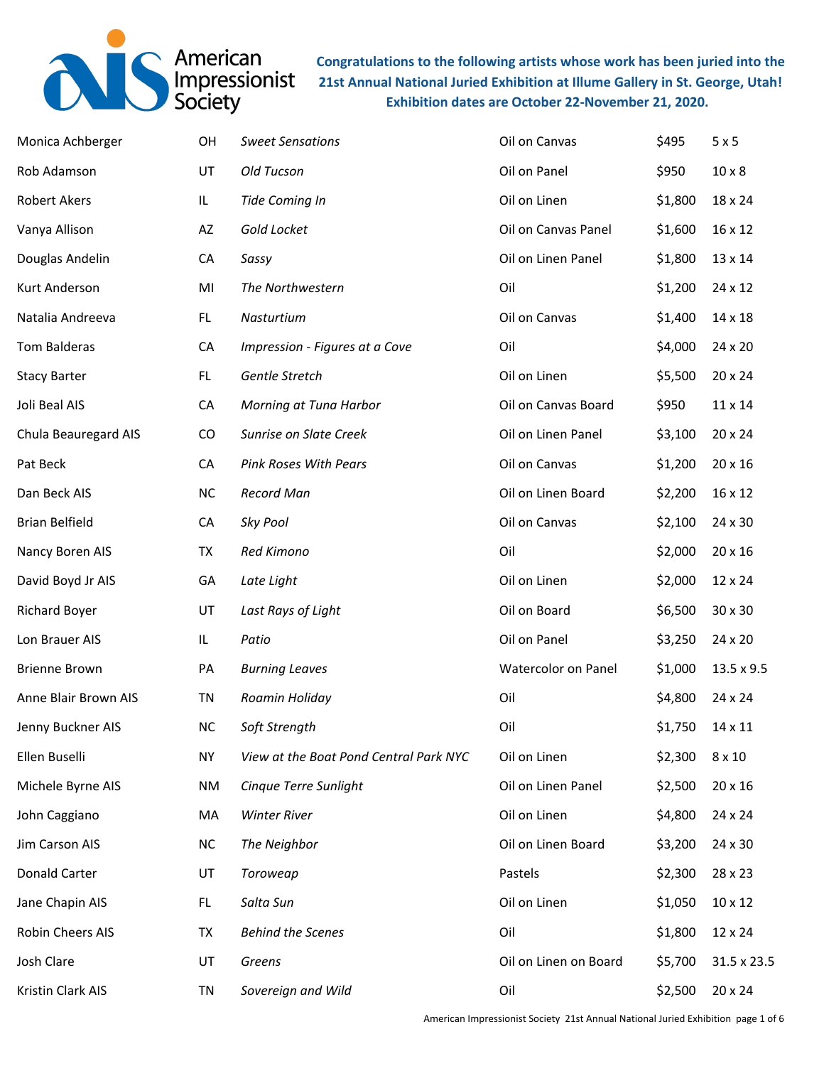American Impressionist Society

**Congratulations to the following artists whose work has been juried into the 21st Annual National Juried Exhibition at Illume Gallery in St. George, Utah! Exhibition dates are October 22-November 21, 2020.**

| Artist | State | Title | Medium | Price | Size |
|---|---|---|---|---|---|
| Monica Achberger | OH | *Sweet Sensations* | Oil on Canvas | $495 | 5 x 5 |
| Rob Adamson | UT | *Old Tucson* | Oil on Panel | $950 | 10 x 8 |
| Robert Akers | IL | *Tide Coming In* | Oil on Linen | $1,800 | 18 x 24 |
| Vanya Allison | AZ | *Gold Locket* | Oil on Canvas Panel | $1,600 | 16 x 12 |
| Douglas Andelin | CA | *Sassy* | Oil on Linen Panel | $1,800 | 13 x 14 |
| Kurt Anderson | MI | *The Northwestern* | Oil | $1,200 | 24 x 12 |
| Natalia Andreeva | FL | *Nasturtium* | Oil on Canvas | $1,400 | 14 x 18 |
| Tom Balderas | CA | *Impression - Figures at a Cove* | Oil | $4,000 | 24 x 20 |
| Stacy Barter | FL | *Gentle Stretch* | Oil on Linen | $5,500 | 20 x 24 |
| Joli Beal AIS | CA | *Morning at Tuna Harbor* | Oil on Canvas Board | $950 | 11 x 14 |
| Chula Beauregard AIS | CO | *Sunrise on Slate Creek* | Oil on Linen Panel | $3,100 | 20 x 24 |
| Pat Beck | CA | *Pink Roses With Pears* | Oil on Canvas | $1,200 | 20 x 16 |
| Dan Beck AIS | NC | *Record Man* | Oil on Linen Board | $2,200 | 16 x 12 |
| Brian Belfield | CA | *Sky Pool* | Oil on Canvas | $2,100 | 24 x 30 |
| Nancy Boren AIS | TX | *Red Kimono* | Oil | $2,000 | 20 x 16 |
| David Boyd Jr AIS | GA | *Late Light* | Oil on Linen | $2,000 | 12 x 24 |
| Richard Boyer | UT | *Last Rays of Light* | Oil on Board | $6,500 | 30 x 30 |
| Lon Brauer AIS | IL | *Patio* | Oil on Panel | $3,250 | 24 x 20 |
| Brienne Brown | PA | *Burning Leaves* | Watercolor on Panel | $1,000 | 13.5 x 9.5 |
| Anne Blair Brown AIS | TN | *Roamin Holiday* | Oil | $4,800 | 24 x 24 |
| Jenny Buckner AIS | NC | *Soft Strength* | Oil | $1,750 | 14 x 11 |
| Ellen Buselli | NY | *View at the Boat Pond Central Park NYC* | Oil on Linen | $2,300 | 8 x 10 |
| Michele Byrne AIS | NM | *Cinque Terre Sunlight* | Oil on Linen Panel | $2,500 | 20 x 16 |
| John Caggiano | MA | *Winter River* | Oil on Linen | $4,800 | 24 x 24 |
| Jim Carson AIS | NC | *The Neighbor* | Oil on Linen Board | $3,200 | 24 x 30 |
| Donald Carter | UT | *Toroweap* | Pastels | $2,300 | 28 x 23 |
| Jane Chapin AIS | FL | *Salta Sun* | Oil on Linen | $1,050 | 10 x 12 |
| Robin Cheers AIS | TX | *Behind the Scenes* | Oil | $1,800 | 12 x 24 |
| Josh Clare | UT | *Greens* | Oil on Linen on Board | $5,700 | 31.5 x 23.5 |
| Kristin Clark AIS | TN | *Sovereign and Wild* | Oil | $2,500 | 20 x 24 |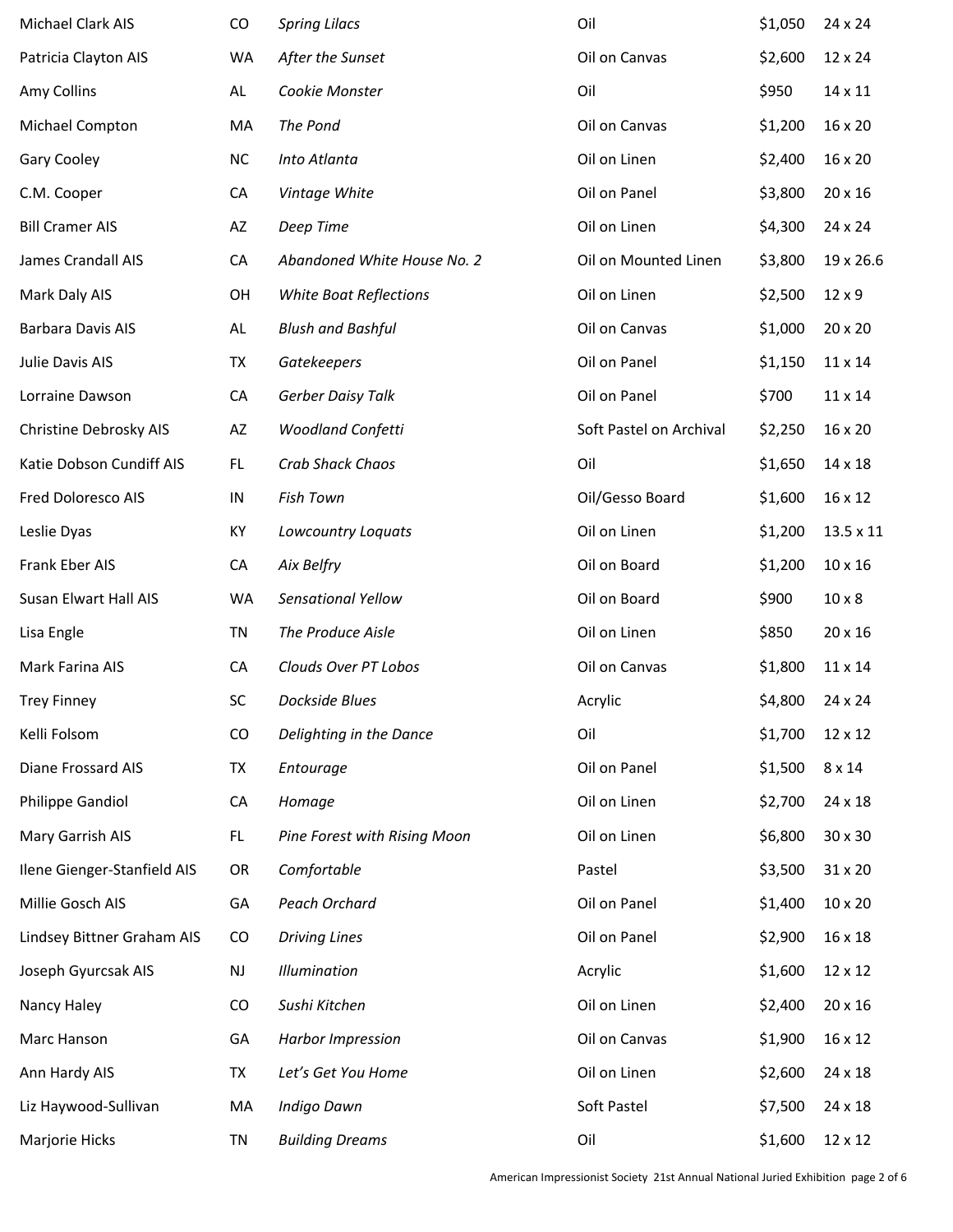| | | | | | |
|---|---|---|---|---|---|
| Michael Clark AIS | CO | *Spring Lilacs* | Oil | $1,050 | 24 x 24 |
| Patricia Clayton AIS | WA | *After the Sunset* | Oil on Canvas | $2,600 | 12 x 24 |
| Amy Collins | AL | *Cookie Monster* | Oil | $950 | 14 x 11 |
| Michael Compton | MA | *The Pond* | Oil on Canvas | $1,200 | 16 x 20 |
| Gary Cooley | NC | *Into Atlanta* | Oil on Linen | $2,400 | 16 x 20 |
| C.M. Cooper | CA | *Vintage White* | Oil on Panel | $3,800 | 20 x 16 |
| Bill Cramer AIS | AZ | *Deep Time* | Oil on Linen | $4,300 | 24 x 24 |
| James Crandall AIS | CA | *Abandoned White House No. 2* | Oil on Mounted Linen | $3,800 | 19 x 26.6 |
| Mark Daly AIS | OH | *White Boat Reflections* | Oil on Linen | $2,500 | 12 x 9 |
| Barbara Davis AIS | AL | *Blush and Bashful* | Oil on Canvas | $1,000 | 20 x 20 |
| Julie Davis AIS | TX | *Gatekeepers* | Oil on Panel | $1,150 | 11 x 14 |
| Lorraine Dawson | CA | *Gerber Daisy Talk* | Oil on Panel | $700 | 11 x 14 |
| Christine Debrosky AIS | AZ | *Woodland Confetti* | Soft Pastel on Archival | $2,250 | 16 x 20 |
| Katie Dobson Cundiff AIS | FL | *Crab Shack Chaos* | Oil | $1,650 | 14 x 18 |
| Fred Doloresco AIS | IN | *Fish Town* | Oil/Gesso Board | $1,600 | 16 x 12 |
| Leslie Dyas | KY | *Lowcountry Loquats* | Oil on Linen | $1,200 | 13.5 x 11 |
| Frank Eber AIS | CA | *Aix Belfry* | Oil on Board | $1,200 | 10 x 16 |
| Susan Elwart Hall AIS | WA | *Sensational Yellow* | Oil on Board | $900 | 10 x 8 |
| Lisa Engle | TN | *The Produce Aisle* | Oil on Linen | $850 | 20 x 16 |
| Mark Farina AIS | CA | *Clouds Over PT Lobos* | Oil on Canvas | $1,800 | 11 x 14 |
| Trey Finney | SC | *Dockside Blues* | Acrylic | $4,800 | 24 x 24 |
| Kelli Folsom | CO | *Delighting in the Dance* | Oil | $1,700 | 12 x 12 |
| Diane Frossard AIS | TX | *Entourage* | Oil on Panel | $1,500 | 8 x 14 |
| Philippe Gandiol | CA | *Homage* | Oil on Linen | $2,700 | 24 x 18 |
| Mary Garrish AIS | FL | *Pine Forest with Rising Moon* | Oil on Linen | $6,800 | 30 x 30 |
| Ilene Gienger-Stanfield AIS | OR | *Comfortable* | Pastel | $3,500 | 31 x 20 |
| Millie Gosch AIS | GA | *Peach Orchard* | Oil on Panel | $1,400 | 10 x 20 |
| Lindsey Bittner Graham AIS | CO | *Driving Lines* | Oil on Panel | $2,900 | 16 x 18 |
| Joseph Gyurcsak AIS | NJ | *Illumination* | Acrylic | $1,600 | 12 x 12 |
| Nancy Haley | CO | *Sushi Kitchen* | Oil on Linen | $2,400 | 20 x 16 |
| Marc Hanson | GA | *Harbor Impression* | Oil on Canvas | $1,900 | 16 x 12 |
| Ann Hardy AIS | TX | *Let's Get You Home* | Oil on Linen | $2,600 | 24 x 18 |
| Liz Haywood-Sullivan | MA | *Indigo Dawn* | Soft Pastel | $7,500 | 24 x 18 |
| Marjorie Hicks | TN | *Building Dreams* | Oil | $1,600 | 12 x 12 |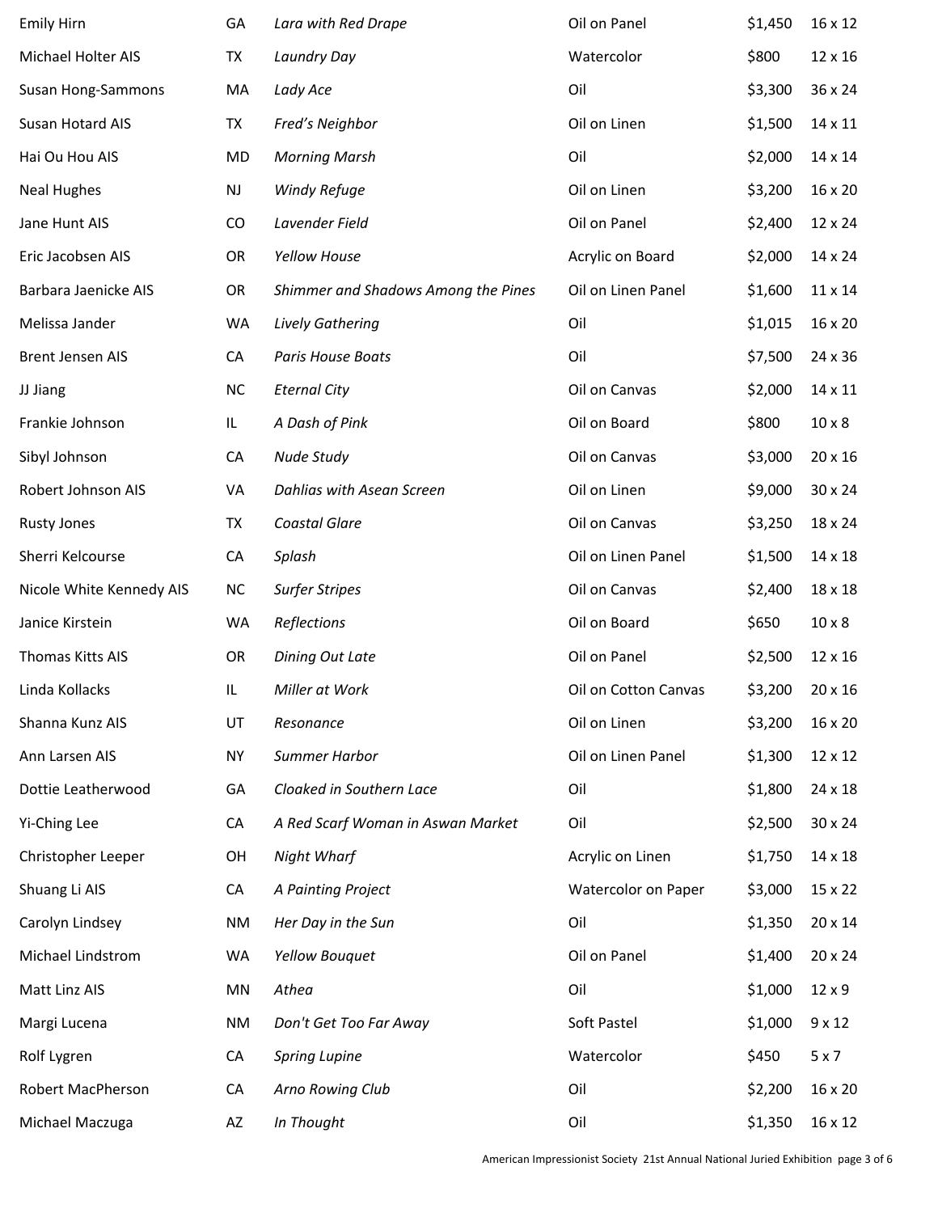| | | | | | |
|---|---|---|---|---|---|
| Emily Hirn | GA | *Lara with Red Drape* | Oil on Panel | $1,450 | 16 x 12 |
| Michael Holter AIS | TX | *Laundry Day* | Watercolor | $800 | 12 x 16 |
| Susan Hong-Sammons | MA | *Lady Ace* | Oil | $3,300 | 36 x 24 |
| Susan Hotard AIS | TX | *Fred's Neighbor* | Oil on Linen | $1,500 | 14 x 11 |
| Hai Ou Hou AIS | MD | *Morning Marsh* | Oil | $2,000 | 14 x 14 |
| Neal Hughes | NJ | *Windy Refuge* | Oil on Linen | $3,200 | 16 x 20 |
| Jane Hunt AIS | CO | *Lavender Field* | Oil on Panel | $2,400 | 12 x 24 |
| Eric Jacobsen AIS | OR | *Yellow House* | Acrylic on Board | $2,000 | 14 x 24 |
| Barbara Jaenicke AIS | OR | *Shimmer and Shadows Among the Pines* | Oil on Linen Panel | $1,600 | 11 x 14 |
| Melissa Jander | WA | *Lively Gathering* | Oil | $1,015 | 16 x 20 |
| Brent Jensen AIS | CA | *Paris House Boats* | Oil | $7,500 | 24 x 36 |
| JJ Jiang | NC | *Eternal City* | Oil on Canvas | $2,000 | 14 x 11 |
| Frankie Johnson | IL | *A Dash of Pink* | Oil on Board | $800 | 10 x 8 |
| Sibyl Johnson | CA | *Nude Study* | Oil on Canvas | $3,000 | 20 x 16 |
| Robert Johnson AIS | VA | *Dahlias with Asean Screen* | Oil on Linen | $9,000 | 30 x 24 |
| Rusty Jones | TX | *Coastal Glare* | Oil on Canvas | $3,250 | 18 x 24 |
| Sherri Kelcourse | CA | *Splash* | Oil on Linen Panel | $1,500 | 14 x 18 |
| Nicole White Kennedy AIS | NC | *Surfer Stripes* | Oil on Canvas | $2,400 | 18 x 18 |
| Janice Kirstein | WA | *Reflections* | Oil on Board | $650 | 10 x 8 |
| Thomas Kitts AIS | OR | *Dining Out Late* | Oil on Panel | $2,500 | 12 x 16 |
| Linda Kollacks | IL | *Miller at Work* | Oil on Cotton Canvas | $3,200 | 20 x 16 |
| Shanna Kunz AIS | UT | *Resonance* | Oil on Linen | $3,200 | 16 x 20 |
| Ann Larsen AIS | NY | *Summer Harbor* | Oil on Linen Panel | $1,300 | 12 x 12 |
| Dottie Leatherwood | GA | *Cloaked in Southern Lace* | Oil | $1,800 | 24 x 18 |
| Yi-Ching Lee | CA | *A Red Scarf Woman in Aswan Market* | Oil | $2,500 | 30 x 24 |
| Christopher Leeper | OH | *Night Wharf* | Acrylic on Linen | $1,750 | 14 x 18 |
| Shuang Li AIS | CA | *A Painting Project* | Watercolor on Paper | $3,000 | 15 x 22 |
| Carolyn Lindsey | NM | *Her Day in the Sun* | Oil | $1,350 | 20 x 14 |
| Michael Lindstrom | WA | *Yellow Bouquet* | Oil on Panel | $1,400 | 20 x 24 |
| Matt Linz AIS | MN | *Athea* | Oil | $1,000 | 12 x 9 |
| Margi Lucena | NM | *Don't Get Too Far Away* | Soft Pastel | $1,000 | 9 x 12 |
| Rolf Lygren | CA | *Spring Lupine* | Watercolor | $450 | 5 x 7 |
| Robert MacPherson | CA | *Arno Rowing Club* | Oil | $2,200 | 16 x 20 |
| Michael Maczuga | AZ | *In Thought* | Oil | $1,350 | 16 x 12 |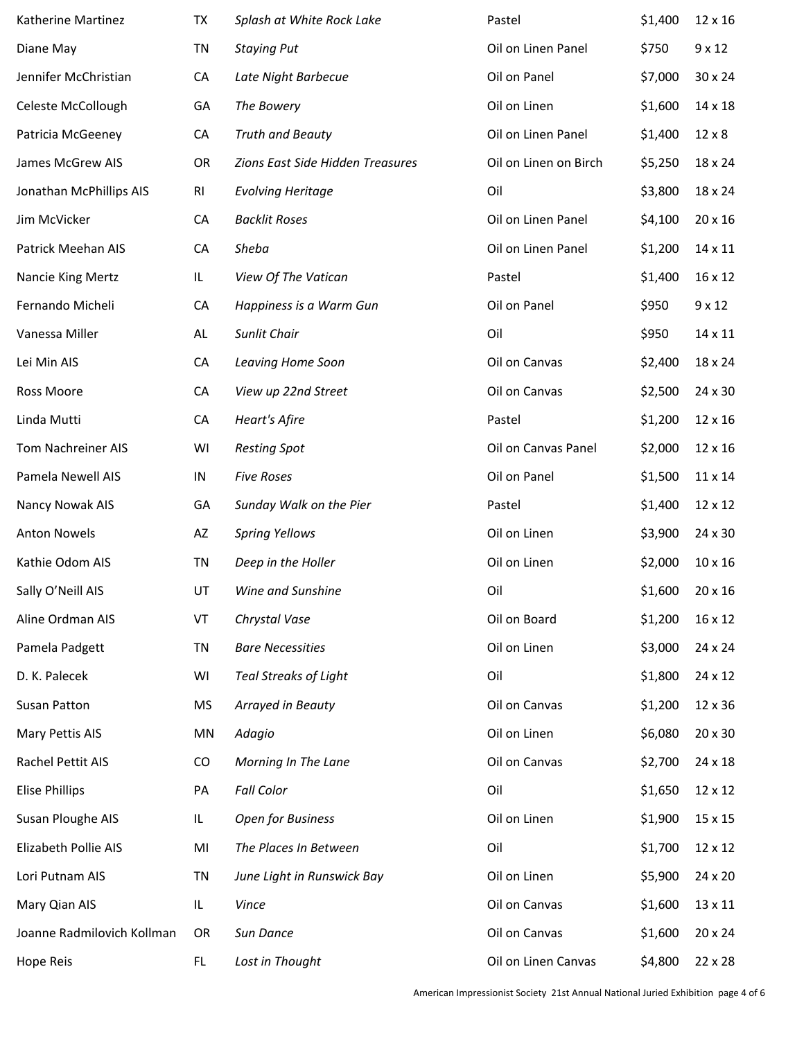| | | | | | |
|---|---|---|---|---|---|
| Katherine Martinez | TX | *Splash at White Rock Lake* | Pastel | $1,400 | 12 x 16 |
| Diane May | TN | *Staying Put* | Oil on Linen Panel | $750 | 9 x 12 |
| Jennifer McChristian | CA | *Late Night Barbecue* | Oil on Panel | $7,000 | 30 x 24 |
| Celeste McCollough | GA | *The Bowery* | Oil on Linen | $1,600 | 14 x 18 |
| Patricia McGeeney | CA | *Truth and Beauty* | Oil on Linen Panel | $1,400 | 12 x 8 |
| James McGrew AIS | OR | *Zions East Side Hidden Treasures* | Oil on Linen on Birch | $5,250 | 18 x 24 |
| Jonathan McPhillips AIS | RI | *Evolving Heritage* | Oil | $3,800 | 18 x 24 |
| Jim McVicker | CA | *Backlit Roses* | Oil on Linen Panel | $4,100 | 20 x 16 |
| Patrick Meehan AIS | CA | *Sheba* | Oil on Linen Panel | $1,200 | 14 x 11 |
| Nancie King Mertz | IL | *View Of The Vatican* | Pastel | $1,400 | 16 x 12 |
| Fernando Micheli | CA | *Happiness is a Warm Gun* | Oil on Panel | $950 | 9 x 12 |
| Vanessa Miller | AL | *Sunlit Chair* | Oil | $950 | 14 x 11 |
| Lei Min AIS | CA | *Leaving Home Soon* | Oil on Canvas | $2,400 | 18 x 24 |
| Ross Moore | CA | *View up 22nd Street* | Oil on Canvas | $2,500 | 24 x 30 |
| Linda Mutti | CA | *Heart's Afire* | Pastel | $1,200 | 12 x 16 |
| Tom Nachreiner AIS | WI | *Resting Spot* | Oil on Canvas Panel | $2,000 | 12 x 16 |
| Pamela Newell AIS | IN | *Five Roses* | Oil on Panel | $1,500 | 11 x 14 |
| Nancy Nowak AIS | GA | *Sunday Walk on the Pier* | Pastel | $1,400 | 12 x 12 |
| Anton Nowels | AZ | *Spring Yellows* | Oil on Linen | $3,900 | 24 x 30 |
| Kathie Odom AIS | TN | *Deep in the Holler* | Oil on Linen | $2,000 | 10 x 16 |
| Sally O'Neill AIS | UT | *Wine and Sunshine* | Oil | $1,600 | 20 x 16 |
| Aline Ordman AIS | VT | *Chrystal Vase* | Oil on Board | $1,200 | 16 x 12 |
| Pamela Padgett | TN | *Bare Necessities* | Oil on Linen | $3,000 | 24 x 24 |
| D. K. Palecek | WI | *Teal Streaks of Light* | Oil | $1,800 | 24 x 12 |
| Susan Patton | MS | *Arrayed in Beauty* | Oil on Canvas | $1,200 | 12 x 36 |
| Mary Pettis AIS | MN | *Adagio* | Oil on Linen | $6,080 | 20 x 30 |
| Rachel Pettit AIS | CO | *Morning In The Lane* | Oil on Canvas | $2,700 | 24 x 18 |
| Elise Phillips | PA | *Fall Color* | Oil | $1,650 | 12 x 12 |
| Susan Ploughe AIS | IL | *Open for Business* | Oil on Linen | $1,900 | 15 x 15 |
| Elizabeth Pollie AIS | MI | *The Places In Between* | Oil | $1,700 | 12 x 12 |
| Lori Putnam AIS | TN | *June Light in Runswick Bay* | Oil on Linen | $5,900 | 24 x 20 |
| Mary Qian AIS | IL | *Vince* | Oil on Canvas | $1,600 | 13 x 11 |
| Joanne Radmilovich Kollman | OR | *Sun Dance* | Oil on Canvas | $1,600 | 20 x 24 |
| Hope Reis | FL | *Lost in Thought* | Oil on Linen Canvas | $4,800 | 22 x 28 |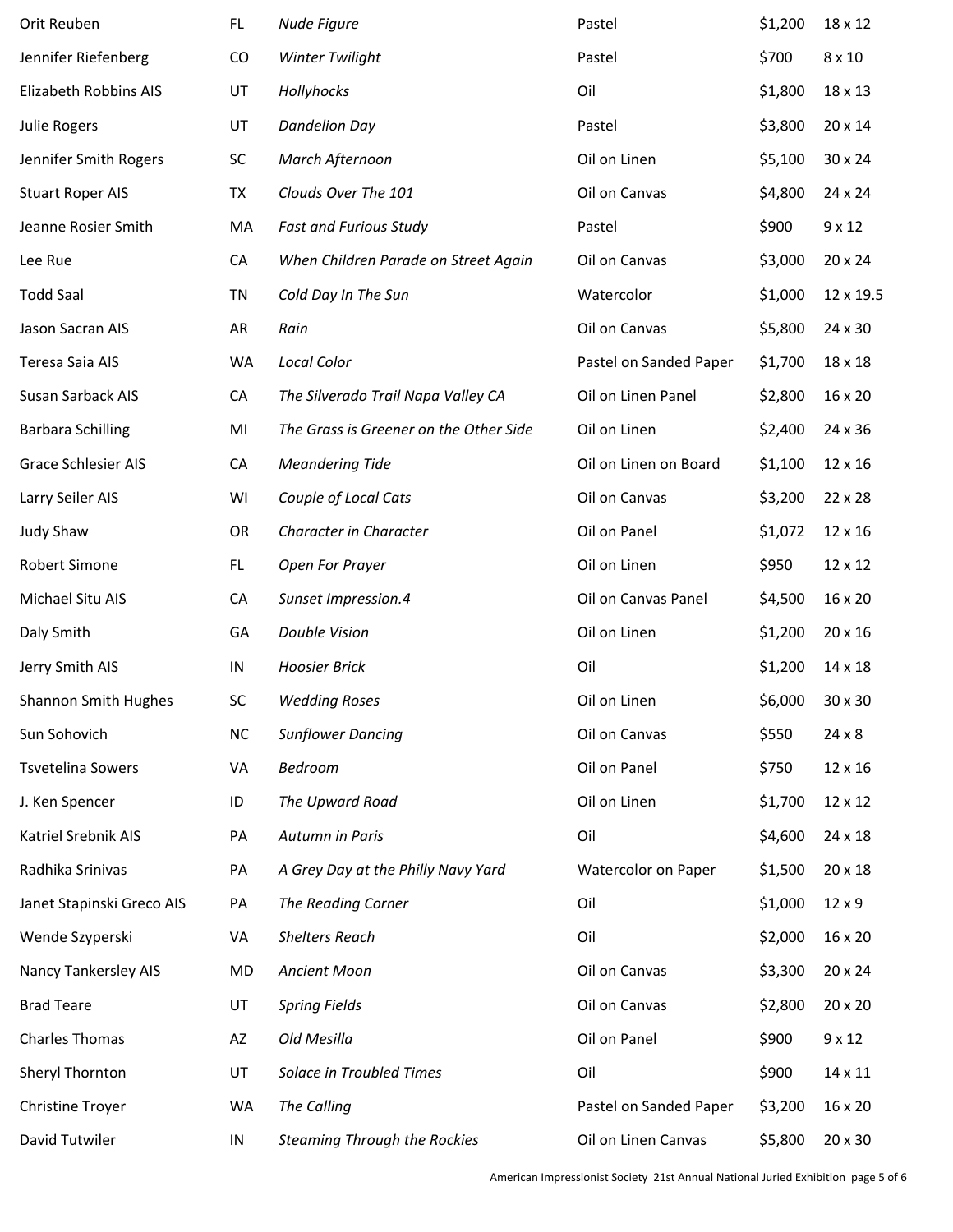| | | | | | |
|---|---|---|---|---|---|
| Orit Reuben | FL | *Nude Figure* | Pastel | $1,200 | 18 x 12 |
| Jennifer Riefenberg | CO | *Winter Twilight* | Pastel | $700 | 8 x 10 |
| Elizabeth Robbins AIS | UT | *Hollyhocks* | Oil | $1,800 | 18 x 13 |
| Julie Rogers | UT | *Dandelion Day* | Pastel | $3,800 | 20 x 14 |
| Jennifer Smith Rogers | SC | *March Afternoon* | Oil on Linen | $5,100 | 30 x 24 |
| Stuart Roper AIS | TX | *Clouds Over The 101* | Oil on Canvas | $4,800 | 24 x 24 |
| Jeanne Rosier Smith | MA | *Fast and Furious Study* | Pastel | $900 | 9 x 12 |
| Lee Rue | CA | *When Children Parade on Street Again* | Oil on Canvas | $3,000 | 20 x 24 |
| Todd Saal | TN | *Cold Day In The Sun* | Watercolor | $1,000 | 12 x 19.5 |
| Jason Sacran AIS | AR | *Rain* | Oil on Canvas | $5,800 | 24 x 30 |
| Teresa Saia AIS | WA | *Local Color* | Pastel on Sanded Paper | $1,700 | 18 x 18 |
| Susan Sarback AIS | CA | *The Silverado Trail Napa Valley CA* | Oil on Linen Panel | $2,800 | 16 x 20 |
| Barbara Schilling | MI | *The Grass is Greener on the Other Side* | Oil on Linen | $2,400 | 24 x 36 |
| Grace Schlesier AIS | CA | *Meandering Tide* | Oil on Linen on Board | $1,100 | 12 x 16 |
| Larry Seiler AIS | WI | *Couple of Local Cats* | Oil on Canvas | $3,200 | 22 x 28 |
| Judy Shaw | OR | *Character in Character* | Oil on Panel | $1,072 | 12 x 16 |
| Robert Simone | FL | *Open For Prayer* | Oil on Linen | $950 | 12 x 12 |
| Michael Situ AIS | CA | *Sunset Impression.4* | Oil on Canvas Panel | $4,500 | 16 x 20 |
| Daly Smith | GA | *Double Vision* | Oil on Linen | $1,200 | 20 x 16 |
| Jerry Smith AIS | IN | *Hoosier Brick* | Oil | $1,200 | 14 x 18 |
| Shannon Smith Hughes | SC | *Wedding Roses* | Oil on Linen | $6,000 | 30 x 30 |
| Sun Sohovich | NC | *Sunflower Dancing* | Oil on Canvas | $550 | 24 x 8 |
| Tsvetelina Sowers | VA | *Bedroom* | Oil on Panel | $750 | 12 x 16 |
| J. Ken Spencer | ID | *The Upward Road* | Oil on Linen | $1,700 | 12 x 12 |
| Katriel Srebnik AIS | PA | *Autumn in Paris* | Oil | $4,600 | 24 x 18 |
| Radhika Srinivas | PA | *A Grey Day at the Philly Navy Yard* | Watercolor on Paper | $1,500 | 20 x 18 |
| Janet Stapinski Greco AIS | PA | *The Reading Corner* | Oil | $1,000 | 12 x 9 |
| Wende Szyperski | VA | *Shelters Reach* | Oil | $2,000 | 16 x 20 |
| Nancy Tankersley AIS | MD | *Ancient Moon* | Oil on Canvas | $3,300 | 20 x 24 |
| Brad Teare | UT | *Spring Fields* | Oil on Canvas | $2,800 | 20 x 20 |
| Charles Thomas | AZ | *Old Mesilla* | Oil on Panel | $900 | 9 x 12 |
| Sheryl Thornton | UT | *Solace in Troubled Times* | Oil | $900 | 14 x 11 |
| Christine Troyer | WA | *The Calling* | Pastel on Sanded Paper | $3,200 | 16 x 20 |
| David Tutwiler | IN | *Steaming Through the Rockies* | Oil on Linen Canvas | $5,800 | 20 x 30 |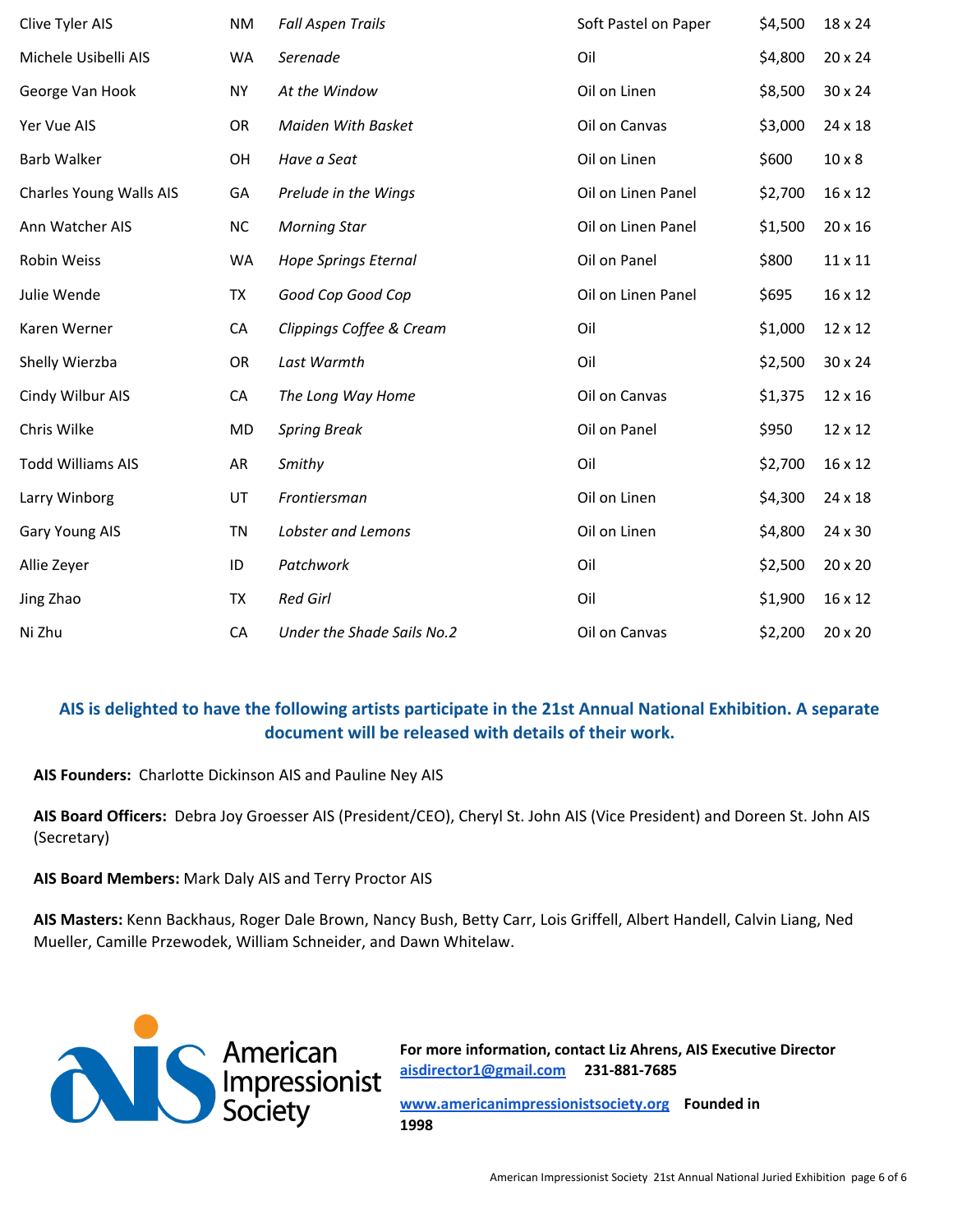| | | | | | |
|---|---|---|---|---|---|
| Clive Tyler AIS | NM | *Fall Aspen Trails* | Soft Pastel on Paper | $4,500 | 18 x 24 |
| Michele Usibelli AIS | WA | *Serenade* | Oil | $4,800 | 20 x 24 |
| George Van Hook | NY | *At the Window* | Oil on Linen | $8,500 | 30 x 24 |
| Yer Vue AIS | OR | *Maiden With Basket* | Oil on Canvas | $3,000 | 24 x 18 |
| Barb Walker | OH | *Have a Seat* | Oil on Linen | $600 | 10 x 8 |
| Charles Young Walls AIS | GA | *Prelude in the Wings* | Oil on Linen Panel | $2,700 | 16 x 12 |
| Ann Watcher AIS | NC | *Morning Star* | Oil on Linen Panel | $1,500 | 20 x 16 |
| Robin Weiss | WA | *Hope Springs Eternal* | Oil on Panel | $800 | 11 x 11 |
| Julie Wende | TX | *Good Cop Good Cop* | Oil on Linen Panel | $695 | 16 x 12 |
| Karen Werner | CA | *Clippings Coffee & Cream* | Oil | $1,000 | 12 x 12 |
| Shelly Wierzba | OR | *Last Warmth* | Oil | $2,500 | 30 x 24 |
| Cindy Wilbur AIS | CA | *The Long Way Home* | Oil on Canvas | $1,375 | 12 x 16 |
| Chris Wilke | MD | *Spring Break* | Oil on Panel | $950 | 12 x 12 |
| Todd Williams AIS | AR | *Smithy* | Oil | $2,700 | 16 x 12 |
| Larry Winborg | UT | *Frontiersman* | Oil on Linen | $4,300 | 24 x 18 |
| Gary Young AIS | TN | *Lobster and Lemons* | Oil on Linen | $4,800 | 24 x 30 |
| Allie Zeyer | ID | *Patchwork* | Oil | $2,500 | 20 x 20 |
| Jing Zhao | TX | *Red Girl* | Oil | $1,900 | 16 x 12 |
| Ni Zhu | CA | *Under the Shade Sails No.2* | Oil on Canvas | $2,200 | 20 x 20 |

**AIS is delighted to have the following artists participate in the 21st Annual National Exhibition. A separate document will be released with details of their work.**

**AIS Founders:** Charlotte Dickinson AIS and Pauline Ney AIS

**AIS Board Officers:** Debra Joy Groesser AIS (President/CEO), Cheryl St. John AIS (Vice President) and Doreen St. John AIS (Secretary)

**AIS Board Members:** Mark Daly AIS and Terry Proctor AIS

**AIS Masters:** Kenn Backhaus, Roger Dale Brown, Nancy Bush, Betty Carr, Lois Griffell, Albert Handell, Calvin Liang, Ned Mueller, Camille Przewodek, William Schneider, and Dawn Whitelaw.

American Impressionist Society

**For more information, contact Liz Ahrens, AIS Executive Director**
**aisdirector1@gmail.com 231-881-7685**

**www.americanimpressionistsociety.org Founded in 1998**